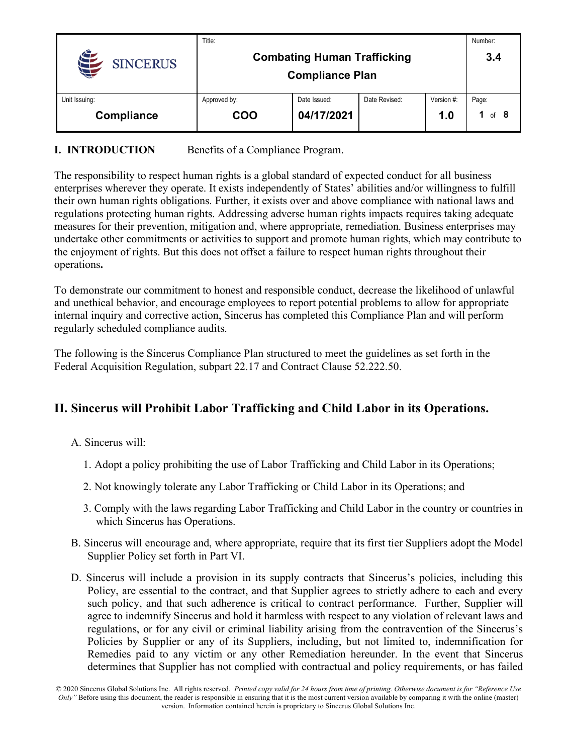| SINCERUS | Title: **Combating Human Trafficking Compliance Plan** | | | | Number: **3.4** |
|---|---|---|---|---|---|
| Unit Issuing: **Compliance** | Approved by: **COO** | Date Issued: **04/17/2021** | Date Revised: | Version #: **1.0** | Page: **1 of 8** |

## I. INTRODUCTION

Benefits of a Compliance Program.

The responsibility to respect human rights is a global standard of expected conduct for all business enterprises wherever they operate. It exists independently of States' abilities and/or willingness to fulfill their own human rights obligations. Further, it exists over and above compliance with national laws and regulations protecting human rights. Addressing adverse human rights impacts requires taking adequate measures for their prevention, mitigation and, where appropriate, remediation. Business enterprises may undertake other commitments or activities to support and promote human rights, which may contribute to the enjoyment of rights. But this does not offset a failure to respect human rights throughout their operations**.**

To demonstrate our commitment to honest and responsible conduct, decrease the likelihood of unlawful and unethical behavior, and encourage employees to report potential problems to allow for appropriate internal inquiry and corrective action, Sincerus has completed this Compliance Plan and will perform regularly scheduled compliance audits.

The following is the Sincerus Compliance Plan structured to meet the guidelines as set forth in the Federal Acquisition Regulation, subpart 22.17 and Contract Clause 52.222.50.

## II. Sincerus will Prohibit Labor Trafficking and Child Labor in its Operations.

A. Sincerus will:

1. Adopt a policy prohibiting the use of Labor Trafficking and Child Labor in its Operations;
2. Not knowingly tolerate any Labor Trafficking or Child Labor in its Operations; and
3. Comply with the laws regarding Labor Trafficking and Child Labor in the country or countries in which Sincerus has Operations.

B. Sincerus will encourage and, where appropriate, require that its first tier Suppliers adopt the Model Supplier Policy set forth in Part VI.

D. Sincerus will include a provision in its supply contracts that Sincerus's policies, including this Policy, are essential to the contract, and that Supplier agrees to strictly adhere to each and every such policy, and that such adherence is critical to contract performance. Further, Supplier will agree to indemnify Sincerus and hold it harmless with respect to any violation of relevant laws and regulations, or for any civil or criminal liability arising from the contravention of the Sincerus's Policies by Supplier or any of its Suppliers, including, but not limited to, indemnification for Remedies paid to any victim or any other Remediation hereunder. In the event that Sincerus determines that Supplier has not complied with contractual and policy requirements, or has failed

© 2020 Sincerus Global Solutions Inc. All rights reserved. *Printed copy valid for 24 hours from time of printing. Otherwise document is for "Reference Use Only"* Before using this document, the reader is responsible in ensuring that it is the most current version available by comparing it with the online (master) version. Information contained herein is proprietary to Sincerus Global Solutions Inc.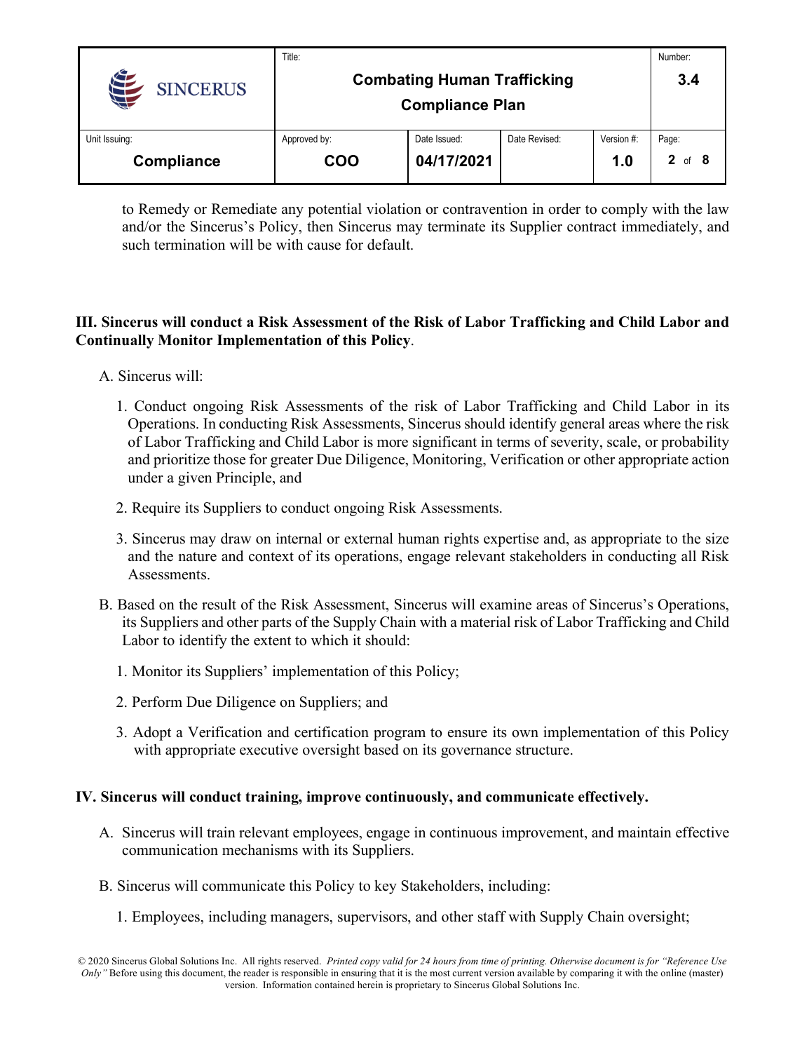to Remedy or Remediate any potential violation or contravention in order to comply with the law and/or the Sincerus's Policy, then Sincerus may terminate its Supplier contract immediately, and such termination will be with cause for default.

**III. Sincerus will conduct a Risk Assessment of the Risk of Labor Trafficking and Child Labor and Continually Monitor Implementation of this Policy**.

A. Sincerus will:

1. Conduct ongoing Risk Assessments of the risk of Labor Trafficking and Child Labor in its Operations. In conducting Risk Assessments, Sincerus should identify general areas where the risk of Labor Trafficking and Child Labor is more significant in terms of severity, scale, or probability and prioritize those for greater Due Diligence, Monitoring, Verification or other appropriate action under a given Principle, and

2. Require its Suppliers to conduct ongoing Risk Assessments.

3. Sincerus may draw on internal or external human rights expertise and, as appropriate to the size and the nature and context of its operations, engage relevant stakeholders in conducting all Risk Assessments.

B. Based on the result of the Risk Assessment, Sincerus will examine areas of Sincerus's Operations, its Suppliers and other parts of the Supply Chain with a material risk of Labor Trafficking and Child Labor to identify the extent to which it should:

1. Monitor its Suppliers' implementation of this Policy;

2. Perform Due Diligence on Suppliers; and

3. Adopt a Verification and certification program to ensure its own implementation of this Policy with appropriate executive oversight based on its governance structure.

**IV. Sincerus will conduct training, improve continuously, and communicate effectively.**

A. Sincerus will train relevant employees, engage in continuous improvement, and maintain effective communication mechanisms with its Suppliers.

B. Sincerus will communicate this Policy to key Stakeholders, including:

1. Employees, including managers, supervisors, and other staff with Supply Chain oversight;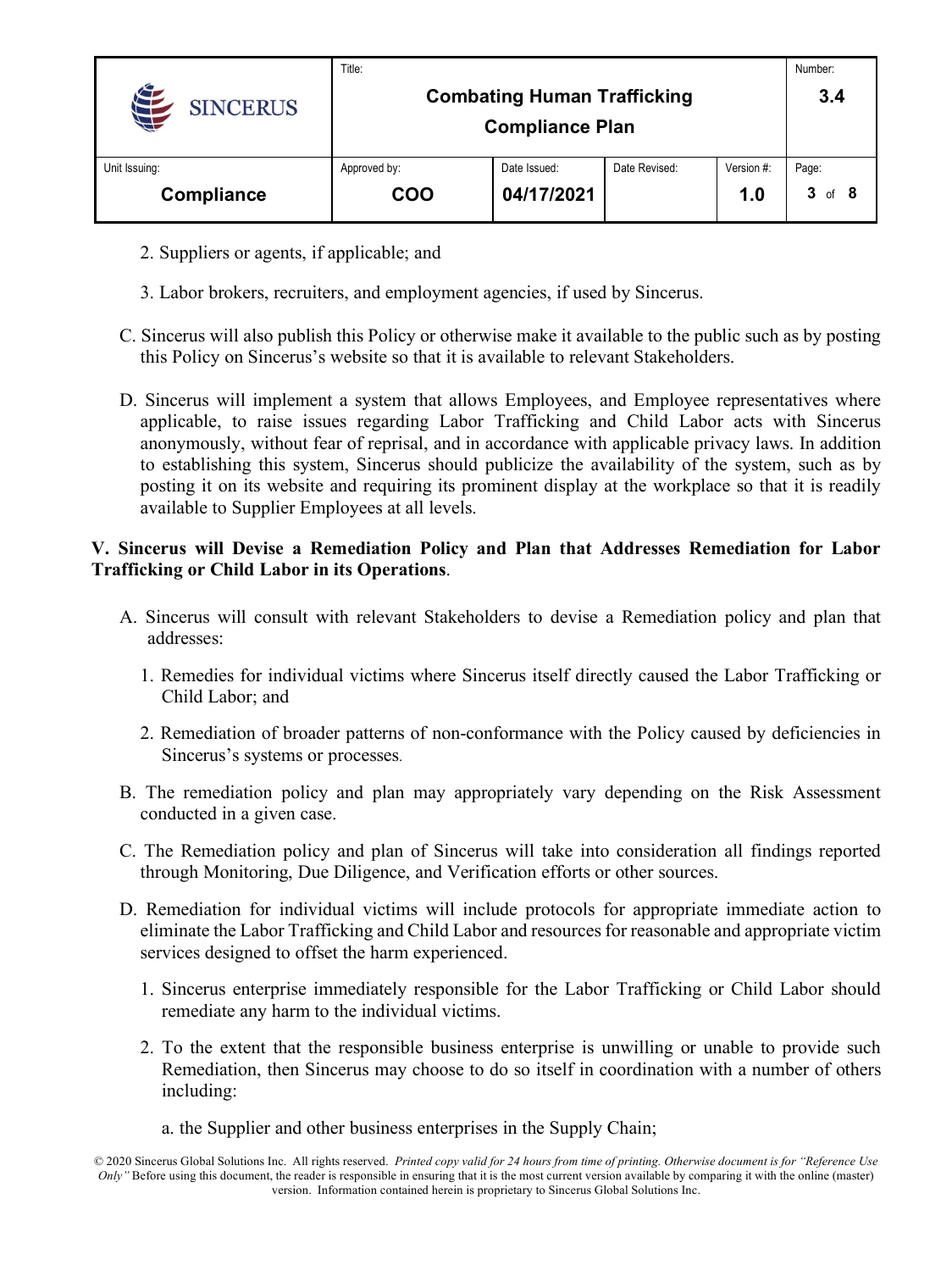2. Suppliers or agents, if applicable; and

3. Labor brokers, recruiters, and employment agencies, if used by Sincerus.

C. Sincerus will also publish this Policy or otherwise make it available to the public such as by posting this Policy on Sincerus's website so that it is available to relevant Stakeholders.

D. Sincerus will implement a system that allows Employees, and Employee representatives where applicable, to raise issues regarding Labor Trafficking and Child Labor acts with Sincerus anonymously, without fear of reprisal, and in accordance with applicable privacy laws. In addition to establishing this system, Sincerus should publicize the availability of the system, such as by posting it on its website and requiring its prominent display at the workplace so that it is readily available to Supplier Employees at all levels.

**V. Sincerus will Devise a Remediation Policy and Plan that Addresses Remediation for Labor Trafficking or Child Labor in its Operations**.

A. Sincerus will consult with relevant Stakeholders to devise a Remediation policy and plan that addresses:

1. Remedies for individual victims where Sincerus itself directly caused the Labor Trafficking or Child Labor; and

2. Remediation of broader patterns of non-conformance with the Policy caused by deficiencies in Sincerus's systems or processes.

B. The remediation policy and plan may appropriately vary depending on the Risk Assessment conducted in a given case.

C. The Remediation policy and plan of Sincerus will take into consideration all findings reported through Monitoring, Due Diligence, and Verification efforts or other sources.

D. Remediation for individual victims will include protocols for appropriate immediate action to eliminate the Labor Trafficking and Child Labor and resources for reasonable and appropriate victim services designed to offset the harm experienced.

1. Sincerus enterprise immediately responsible for the Labor Trafficking or Child Labor should remediate any harm to the individual victims.

2. To the extent that the responsible business enterprise is unwilling or unable to provide such Remediation, then Sincerus may choose to do so itself in coordination with a number of others including:

   a. the Supplier and other business enterprises in the Supply Chain;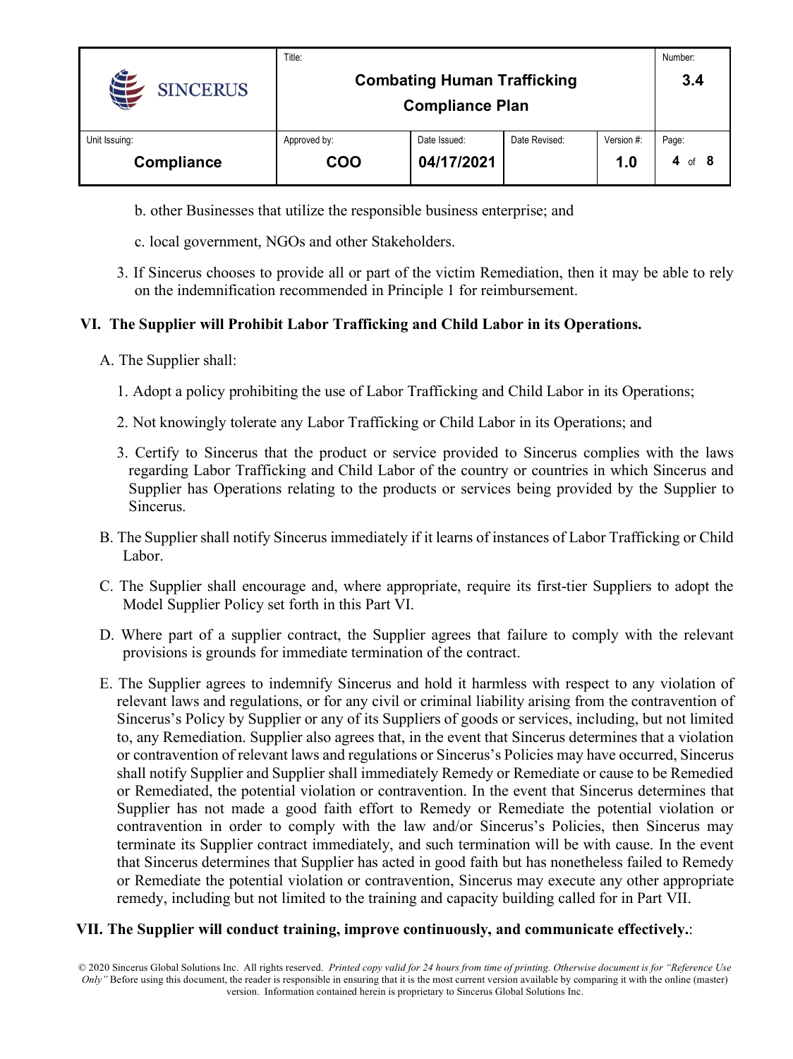b. other Businesses that utilize the responsible business enterprise; and

c. local government, NGOs and other Stakeholders.

3. If Sincerus chooses to provide all or part of the victim Remediation, then it may be able to rely on the indemnification recommended in Principle 1 for reimbursement.

## VI. The Supplier will Prohibit Labor Trafficking and Child Labor in its Operations.

A. The Supplier shall:

1. Adopt a policy prohibiting the use of Labor Trafficking and Child Labor in its Operations;

2. Not knowingly tolerate any Labor Trafficking or Child Labor in its Operations; and

3. Certify to Sincerus that the product or service provided to Sincerus complies with the laws regarding Labor Trafficking and Child Labor of the country or countries in which Sincerus and Supplier has Operations relating to the products or services being provided by the Supplier to Sincerus.

B. The Supplier shall notify Sincerus immediately if it learns of instances of Labor Trafficking or Child Labor.

C. The Supplier shall encourage and, where appropriate, require its first-tier Suppliers to adopt the Model Supplier Policy set forth in this Part VI.

D. Where part of a supplier contract, the Supplier agrees that failure to comply with the relevant provisions is grounds for immediate termination of the contract.

E. The Supplier agrees to indemnify Sincerus and hold it harmless with respect to any violation of relevant laws and regulations, or for any civil or criminal liability arising from the contravention of Sincerus's Policy by Supplier or any of its Suppliers of goods or services, including, but not limited to, any Remediation. Supplier also agrees that, in the event that Sincerus determines that a violation or contravention of relevant laws and regulations or Sincerus's Policies may have occurred, Sincerus shall notify Supplier and Supplier shall immediately Remedy or Remediate or cause to be Remedied or Remediated, the potential violation or contravention. In the event that Sincerus determines that Supplier has not made a good faith effort to Remedy or Remediate the potential violation or contravention in order to comply with the law and/or Sincerus's Policies, then Sincerus may terminate its Supplier contract immediately, and such termination will be with cause. In the event that Sincerus determines that Supplier has acted in good faith but has nonetheless failed to Remedy or Remediate the potential violation or contravention, Sincerus may execute any other appropriate remedy, including but not limited to the training and capacity building called for in Part VII.

## VII. The Supplier will conduct training, improve continuously, and communicate effectively.: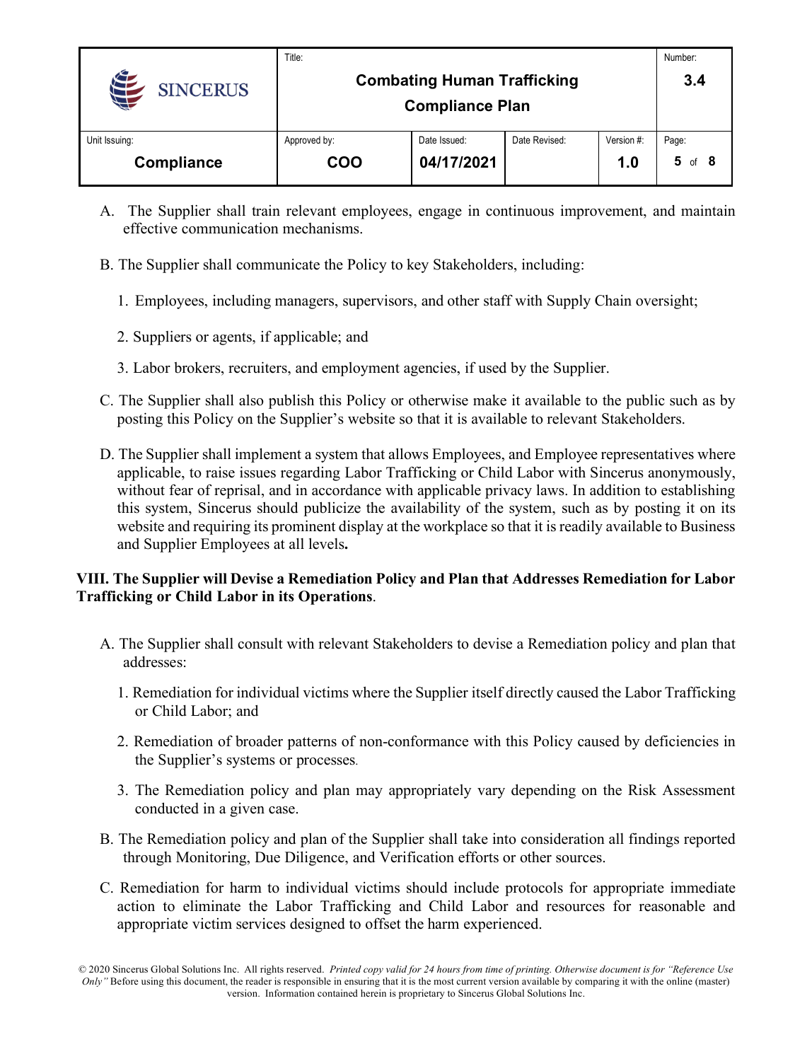A. The Supplier shall train relevant employees, engage in continuous improvement, and maintain effective communication mechanisms.

B. The Supplier shall communicate the Policy to key Stakeholders, including:

1. Employees, including managers, supervisors, and other staff with Supply Chain oversight;
2. Suppliers or agents, if applicable; and
3. Labor brokers, recruiters, and employment agencies, if used by the Supplier.

C. The Supplier shall also publish this Policy or otherwise make it available to the public such as by posting this Policy on the Supplier's website so that it is available to relevant Stakeholders.

D. The Supplier shall implement a system that allows Employees, and Employee representatives where applicable, to raise issues regarding Labor Trafficking or Child Labor with Sincerus anonymously, without fear of reprisal, and in accordance with applicable privacy laws. In addition to establishing this system, Sincerus should publicize the availability of the system, such as by posting it on its website and requiring its prominent display at the workplace so that it is readily available to Business and Supplier Employees at all levels**.**

## VIII. The Supplier will Devise a Remediation Policy and Plan that Addresses Remediation for Labor Trafficking or Child Labor in its Operations.

A. The Supplier shall consult with relevant Stakeholders to devise a Remediation policy and plan that addresses:

1. Remediation for individual victims where the Supplier itself directly caused the Labor Trafficking or Child Labor; and
2. Remediation of broader patterns of non-conformance with this Policy caused by deficiencies in the Supplier's systems or processes.
3. The Remediation policy and plan may appropriately vary depending on the Risk Assessment conducted in a given case.

B. The Remediation policy and plan of the Supplier shall take into consideration all findings reported through Monitoring, Due Diligence, and Verification efforts or other sources.

C. Remediation for harm to individual victims should include protocols for appropriate immediate action to eliminate the Labor Trafficking and Child Labor and resources for reasonable and appropriate victim services designed to offset the harm experienced.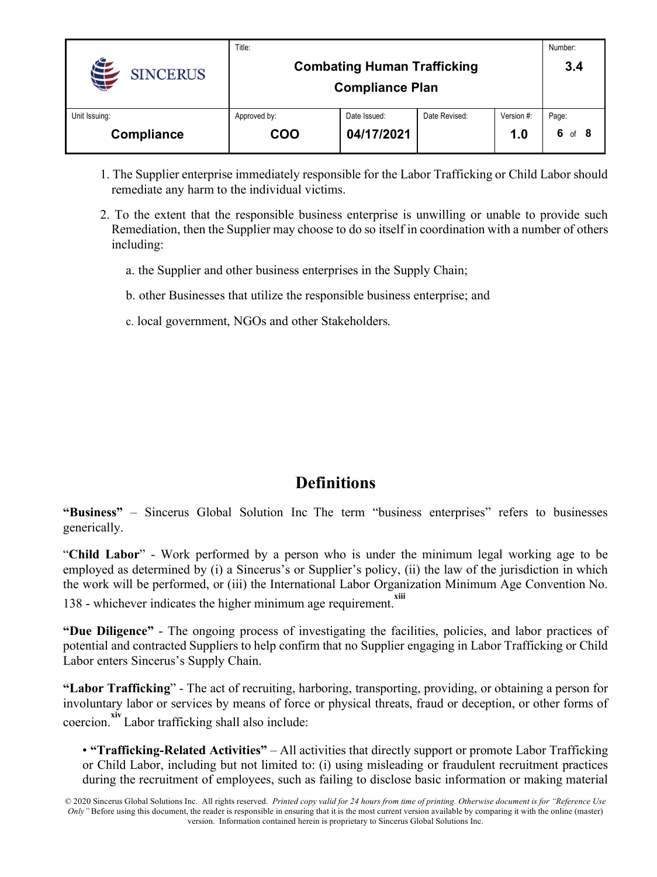1. The Supplier enterprise immediately responsible for the Labor Trafficking or Child Labor should remediate any harm to the individual victims.

2. To the extent that the responsible business enterprise is unwilling or unable to provide such Remediation, then the Supplier may choose to do so itself in coordination with a number of others including:

   a. the Supplier and other business enterprises in the Supply Chain;

   b. other Businesses that utilize the responsible business enterprise; and

   c. local government, NGOs and other Stakeholders.

## Definitions

**"Business"** – Sincerus Global Solution Inc The term "business enterprises" refers to businesses generically.

"**Child Labor**" - Work performed by a person who is under the minimum legal working age to be employed as determined by (i) a Sincerus's or Supplier's policy, (ii) the law of the jurisdiction in which the work will be performed, or (iii) the International Labor Organization Minimum Age Convention No. 138 - whichever indicates the higher minimum age requirement.[xiii]

**"Due Diligence"** - The ongoing process of investigating the facilities, policies, and labor practices of potential and contracted Suppliers to help confirm that no Supplier engaging in Labor Trafficking or Child Labor enters Sincerus's Supply Chain.

**"Labor Trafficking**" - The act of recruiting, harboring, transporting, providing, or obtaining a person for involuntary labor or services by means of force or physical threats, fraud or deception, or other forms of coercion.[xiv] Labor trafficking shall also include:

- **"Trafficking-Related Activities"** – All activities that directly support or promote Labor Trafficking or Child Labor, including but not limited to: (i) using misleading or fraudulent recruitment practices during the recruitment of employees, such as failing to disclose basic information or making material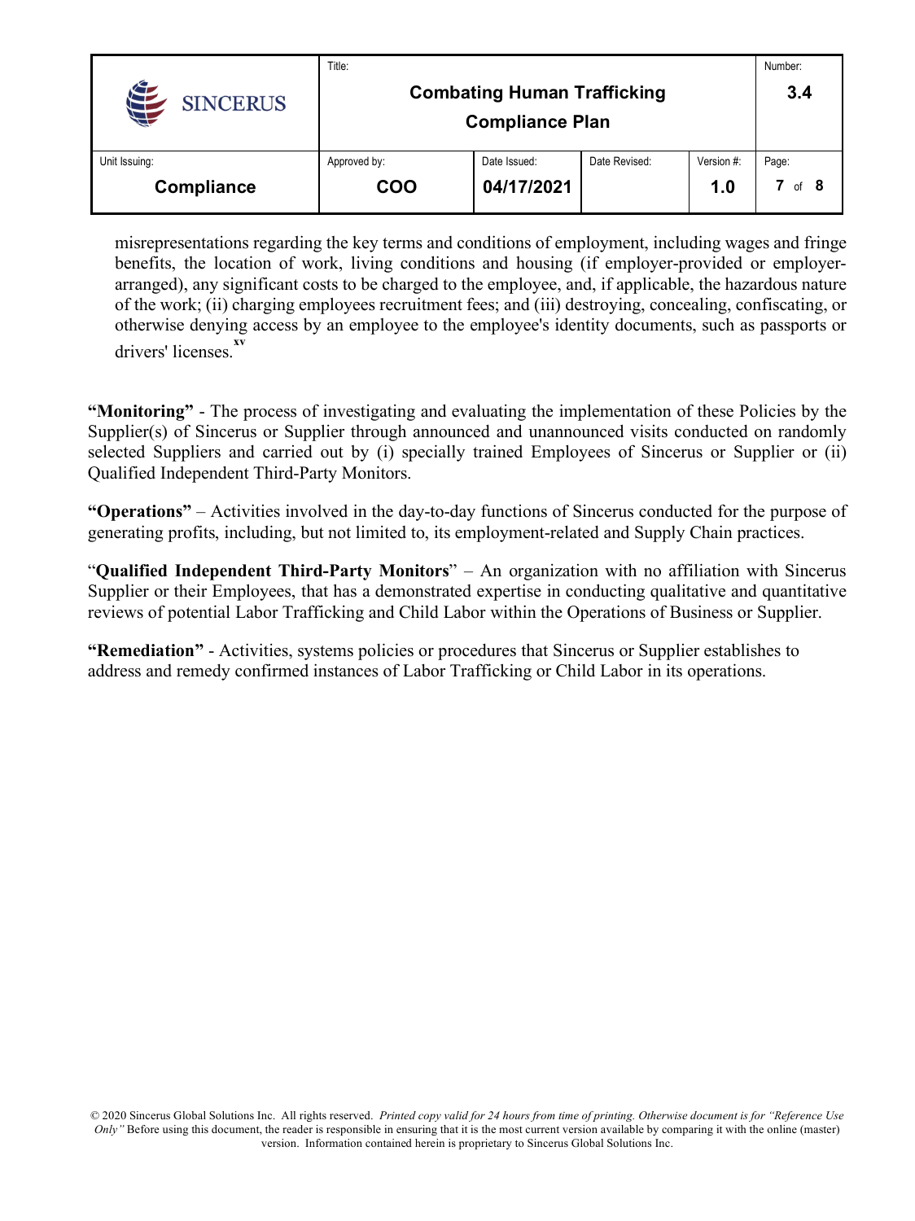misrepresentations regarding the key terms and conditions of employment, including wages and fringe benefits, the location of work, living conditions and housing (if employer-provided or employer-arranged), any significant costs to be charged to the employee, and, if applicable, the hazardous nature of the work; (ii) charging employees recruitment fees; and (iii) destroying, concealing, confiscating, or otherwise denying access by an employee to the employee's identity documents, such as passports or drivers' licenses.[xv]

**"Monitoring"** - The process of investigating and evaluating the implementation of these Policies by the Supplier(s) of Sincerus or Supplier through announced and unannounced visits conducted on randomly selected Suppliers and carried out by (i) specially trained Employees of Sincerus or Supplier or (ii) Qualified Independent Third-Party Monitors.

**"Operations"** – Activities involved in the day-to-day functions of Sincerus conducted for the purpose of generating profits, including, but not limited to, its employment-related and Supply Chain practices.

"**Qualified Independent Third-Party Monitors**" – An organization with no affiliation with Sincerus Supplier or their Employees, that has a demonstrated expertise in conducting qualitative and quantitative reviews of potential Labor Trafficking and Child Labor within the Operations of Business or Supplier.

**"Remediation"** - Activities, systems policies or procedures that Sincerus or Supplier establishes to address and remedy confirmed instances of Labor Trafficking or Child Labor in its operations.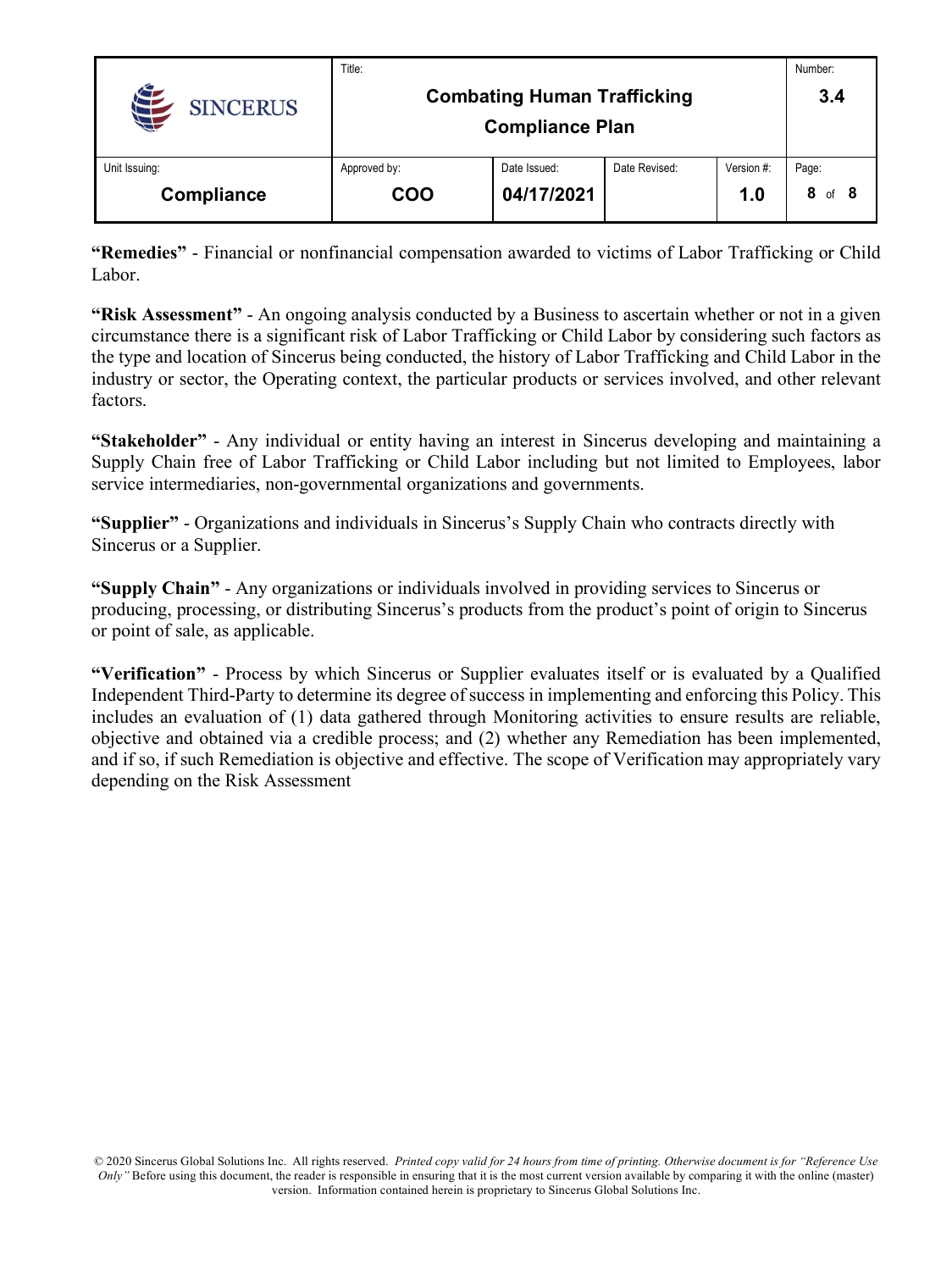**"Remedies"** - Financial or nonfinancial compensation awarded to victims of Labor Trafficking or Child Labor.

**"Risk Assessment"** - An ongoing analysis conducted by a Business to ascertain whether or not in a given circumstance there is a significant risk of Labor Trafficking or Child Labor by considering such factors as the type and location of Sincerus being conducted, the history of Labor Trafficking and Child Labor in the industry or sector, the Operating context, the particular products or services involved, and other relevant factors.

**"Stakeholder"** - Any individual or entity having an interest in Sincerus developing and maintaining a Supply Chain free of Labor Trafficking or Child Labor including but not limited to Employees, labor service intermediaries, non-governmental organizations and governments.

**"Supplier"** - Organizations and individuals in Sincerus's Supply Chain who contracts directly with Sincerus or a Supplier.

**"Supply Chain"** - Any organizations or individuals involved in providing services to Sincerus or producing, processing, or distributing Sincerus's products from the product's point of origin to Sincerus or point of sale, as applicable.

**"Verification"** - Process by which Sincerus or Supplier evaluates itself or is evaluated by a Qualified Independent Third-Party to determine its degree of success in implementing and enforcing this Policy. This includes an evaluation of (1) data gathered through Monitoring activities to ensure results are reliable, objective and obtained via a credible process; and (2) whether any Remediation has been implemented, and if so, if such Remediation is objective and effective. The scope of Verification may appropriately vary depending on the Risk Assessment